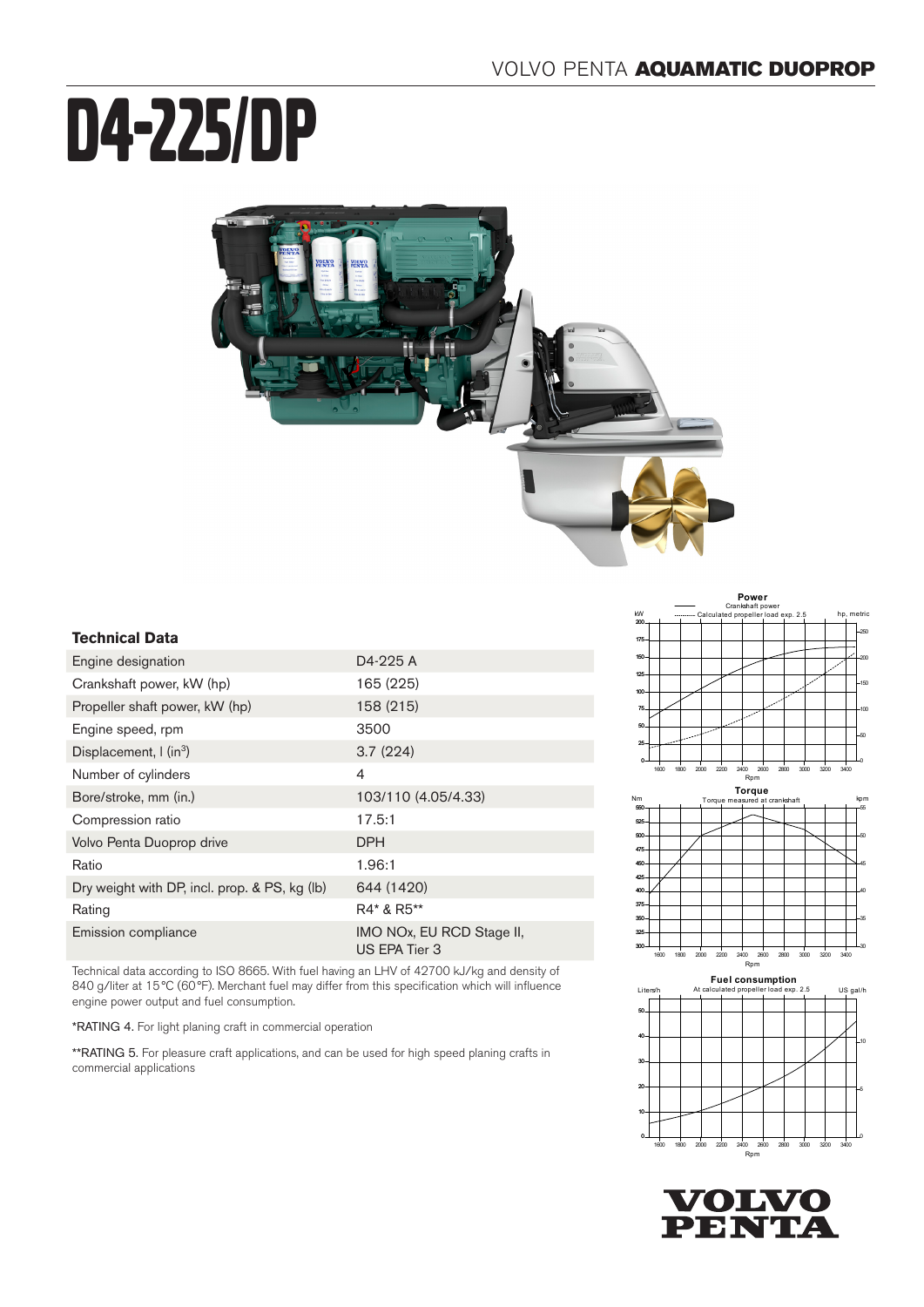VOLVO PENTA **AQUAMATIC DUOPROP**

# D4-225/DP

## Technical Data

| | |
|---|---|
| Engine designation | D4-225 A |
| Crankshaft power, kW (hp) | 165 (225) |
| Propeller shaft power, kW (hp) | 158 (215) |
| Engine speed, rpm | 3500 |
| Displacement, l (in$^3$) | 3.7 (224) |
| Number of cylinders | 4 |
| Bore/stroke, mm (in.) | 103/110 (4.05/4.33) |
| Compression ratio | 17.5:1 |
| Volvo Penta Duoprop drive | DPH |
| Ratio | 1.96:1 |
| Dry weight with DP, incl. prop. & PS, kg (lb) | 644 (1420) |
| Rating | R4* & R5** |
| Emission compliance | IMO NOx, EU RCD Stage II, US EPA Tier 3 |

Technical data according to ISO 8665. With fuel having an LHV of 42700 kJ/kg and density of 840 g/liter at 15°C (60°F). Merchant fuel may differ from this specification which will influence engine power output and fuel consumption.

*RATING 4. For light planing craft in commercial operation

**RATING 5. For pleasure craft applications, and can be used for high speed planing crafts in commercial applications

**Power**
Crankshaft power
Calculated propeller load exp. 2.5

**Torque**
Torque measured at crankshaft

**Fuel consumption**
At calculated propeller load exp. 2.5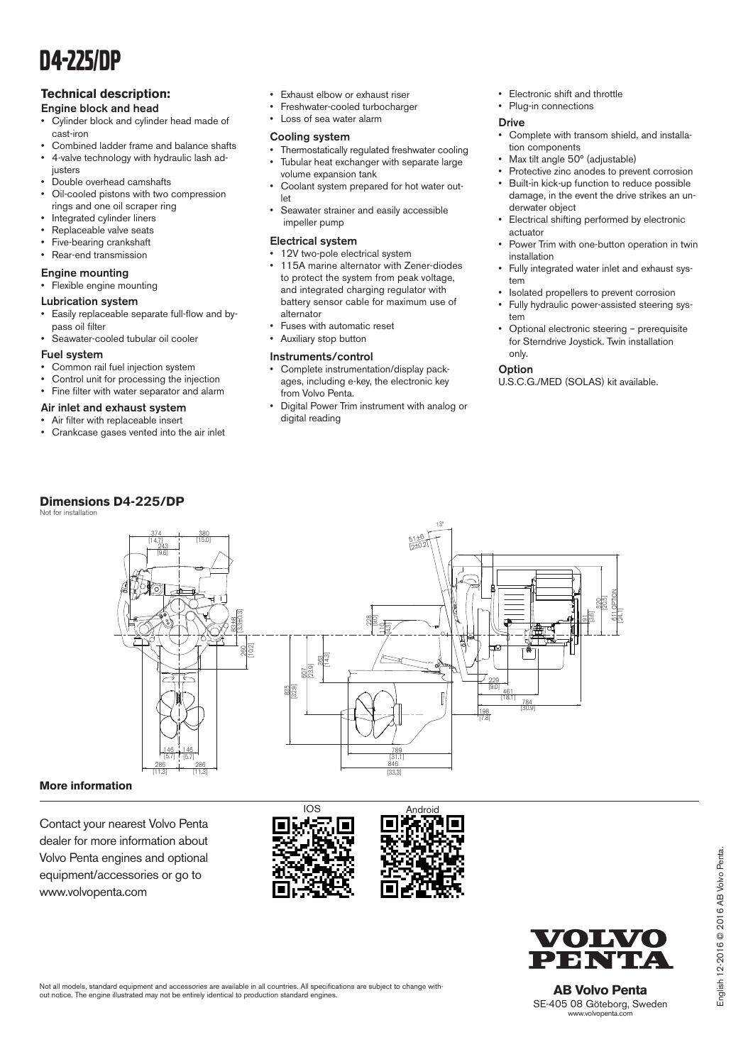# D4-225/DP

## Technical description:

### Engine block and head

- Cylinder block and cylinder head made of cast-iron
- Combined ladder frame and balance shafts
- 4-valve technology with hydraulic lash adjusters
- Double overhead camshafts
- Oil-cooled pistons with two compression rings and one oil scraper ring
- Integrated cylinder liners
- Replaceable valve seats
- Five-bearing crankshaft
- Rear-end transmission

### Engine mounting

- Flexible engine mounting

### Lubrication system

- Easily replaceable separate full-flow and by-pass oil filter
- Seawater-cooled tubular oil cooler

### Fuel system

- Common rail fuel injection system
- Control unit for processing the injection
- Fine filter with water separator and alarm

### Air inlet and exhaust system

- Air filter with replaceable insert
- Crankcase gases vented into the air inlet
- Exhaust elbow or exhaust riser
- Freshwater-cooled turbocharger
- Loss of sea water alarm

### Cooling system

- Thermostatically regulated freshwater cooling
- Tubular heat exchanger with separate large volume expansion tank
- Coolant system prepared for hot water outlet
- Seawater strainer and easily accessible impeller pump

### Electrical system

- 12V two-pole electrical system
- 115A marine alternator with Zener-diodes to protect the system from peak voltage, and integrated charging regulator with battery sensor cable for maximum use of alternator
- Fuses with automatic reset
- Auxiliary stop button

### Instruments/control

- Complete instrumentation/display packages, including e-key, the electronic key from Volvo Penta.
- Digital Power Trim instrument with analog or digital reading
- Electronic shift and throttle
- Plug-in connections

### Drive

- Complete with transom shield, and installation components
- Max tilt angle 50° (adjustable)
- Protective zinc anodes to prevent corrosion
- Built-in kick-up function to reduce possible damage, in the event the drive strikes an underwater object
- Electrical shifting performed by electronic actuator
- Power Trim with one-button operation in twin installation
- Fully integrated water inlet and exhaust system
- Isolated propellers to prevent corrosion
- Fully hydraulic power-assisted steering system
- Optional electronic steering – prerequisite for Sterndrive Joystick. Twin installation only.

### Option

U.S.C.G./MED (SOLAS) kit available.

## Dimensions D4-225/DP

Not for installation

374 [14.7]
380 [15.0]
243 [9.6]
83±8 [3.3±0.3]
260 [102]
146 [5.7]
146 [5.7]
286 [11.3]
286 [11.3]
13°
51±6 [2±0.2]
228 [9.0]
110 [4.3]
363 [14.3]
607 [23.9]
835 [32.9]
789 [31.1]
846 [33.3]
229 [9.0]
461 [18.1]
784 [30.9]
198 [7.8]
91 [3.6]
520 [20.5]
611 OPTION [24.1]

## More information

Contact your nearest Volvo Penta dealer for more information about Volvo Penta engines and optional equipment/accessories or go to www.volvopenta.com

IOS
Android

Not all models, standard equipment and accessories are available in all countries. All specifications are subject to change without notice. The engine illustrated may not be entirely identical to production standard engines.

**AB Volvo Penta**
SE-405 08 Göteborg, Sweden
www.volvopenta.com

English 12-2016 © 2016 AB Volvo Penta.